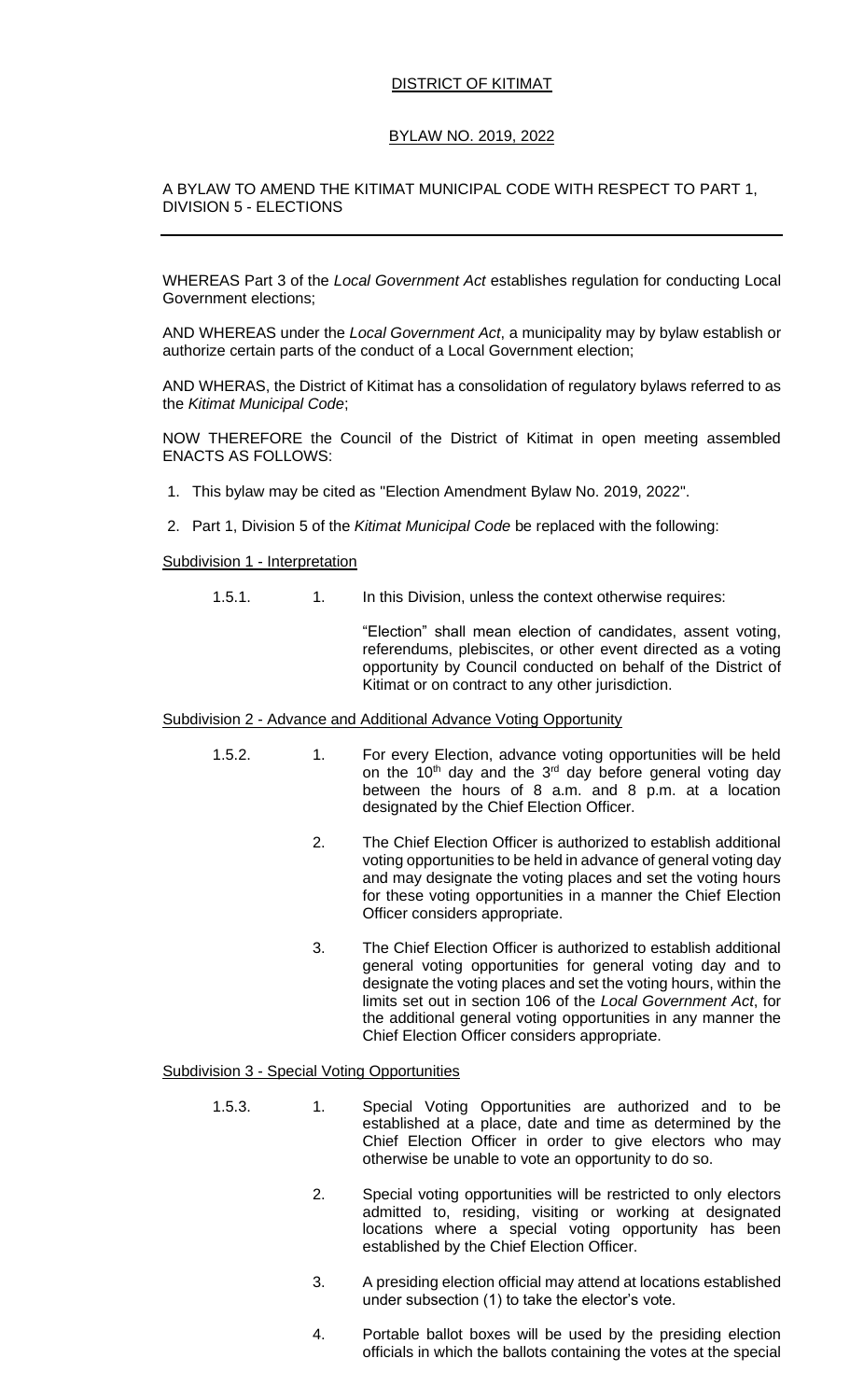# DISTRICT OF KITIMAT

## BYLAW NO. 2019, 2022

A BYLAW TO AMEND THE KITIMAT MUNICIPAL CODE WITH RESPECT TO PART 1, DIVISION 5 - ELECTIONS

---

WHEREAS Part 3 of the *Local Government Act* establishes regulation for conducting Local Government elections;

AND WHEREAS under the *Local Government Act*, a municipality may by bylaw establish or authorize certain parts of the conduct of a Local Government election;

AND WHERAS, the District of Kitimat has a consolidation of regulatory bylaws referred to as the *Kitimat Municipal Code*;

NOW THEREFORE the Council of the District of Kitimat in open meeting assembled ENACTS AS FOLLOWS:

1. This bylaw may be cited as "Election Amendment Bylaw No. 2019, 2022".
2. Part 1, Division 5 of the *Kitimat Municipal Code* be replaced with the following:

Subdivision 1 - Interpretation

1.5.1. 1. In this Division, unless the context otherwise requires:

"Election" shall mean election of candidates, assent voting, referendums, plebiscites, or other event directed as a voting opportunity by Council conducted on behalf of the District of Kitimat or on contract to any other jurisdiction.

Subdivision 2 - Advance and Additional Advance Voting Opportunity

1.5.2. 1. For every Election, advance voting opportunities will be held on the 10th day and the 3rd day before general voting day between the hours of 8 a.m. and 8 p.m. at a location designated by the Chief Election Officer.

2. The Chief Election Officer is authorized to establish additional voting opportunities to be held in advance of general voting day and may designate the voting places and set the voting hours for these voting opportunities in a manner the Chief Election Officer considers appropriate.

3. The Chief Election Officer is authorized to establish additional general voting opportunities for general voting day and to designate the voting places and set the voting hours, within the limits set out in section 106 of the *Local Government Act*, for the additional general voting opportunities in any manner the Chief Election Officer considers appropriate.

Subdivision 3 - Special Voting Opportunities

1.5.3. 1. Special Voting Opportunities are authorized and to be established at a place, date and time as determined by the Chief Election Officer in order to give electors who may otherwise be unable to vote an opportunity to do so.

2. Special voting opportunities will be restricted to only electors admitted to, residing, visiting or working at designated locations where a special voting opportunity has been established by the Chief Election Officer.

3. A presiding election official may attend at locations established under subsection (1) to take the elector's vote.

4. Portable ballot boxes will be used by the presiding election officials in which the ballots containing the votes at the special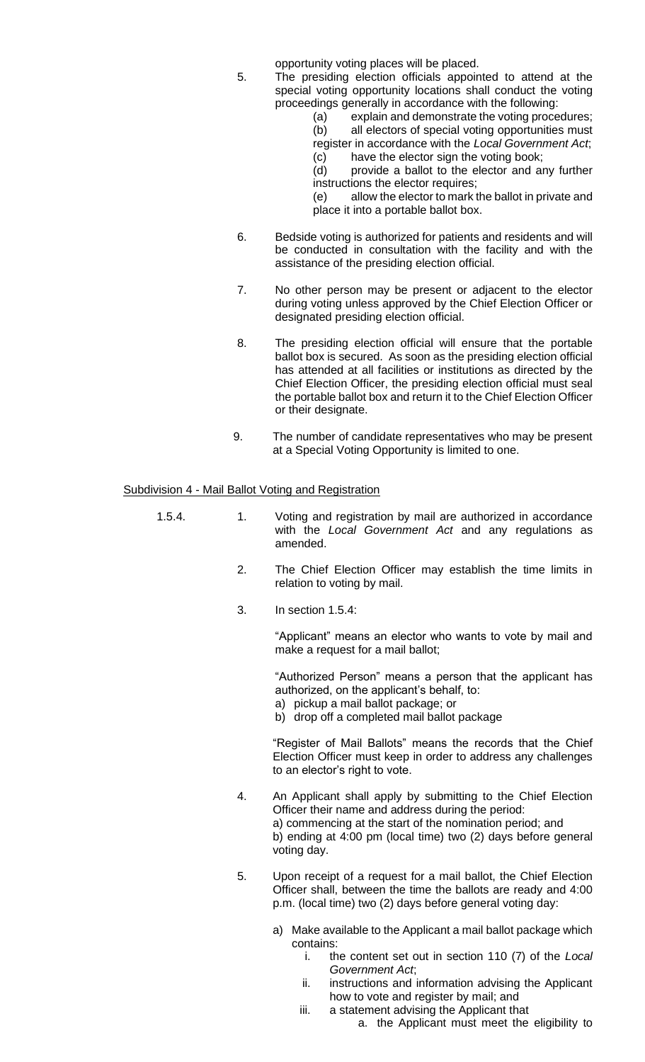opportunity voting places will be placed.

5. The presiding election officials appointed to attend at the special voting opportunity locations shall conduct the voting proceedings generally in accordance with the following:
   (a) explain and demonstrate the voting procedures;
   (b) all electors of special voting opportunities must register in accordance with the *Local Government Act*;
   (c) have the elector sign the voting book;
   (d) provide a ballot to the elector and any further instructions the elector requires;
   (e) allow the elector to mark the ballot in private and place it into a portable ballot box.

6. Bedside voting is authorized for patients and residents and will be conducted in consultation with the facility and with the assistance of the presiding election official.

7. No other person may be present or adjacent to the elector during voting unless approved by the Chief Election Officer or designated presiding election official.

8. The presiding election official will ensure that the portable ballot box is secured. As soon as the presiding election official has attended at all facilities or institutions as directed by the Chief Election Officer, the presiding election official must seal the portable ballot box and return it to the Chief Election Officer or their designate.

9. The number of candidate representatives who may be present at a Special Voting Opportunity is limited to one.

Subdivision 4 - Mail Ballot Voting and Registration

1.5.4.

1. Voting and registration by mail are authorized in accordance with the *Local Government Act* and any regulations as amended.

2. The Chief Election Officer may establish the time limits in relation to voting by mail.

3. In section 1.5.4:

   "Applicant" means an elector who wants to vote by mail and make a request for a mail ballot;

   "Authorized Person" means a person that the applicant has authorized, on the applicant's behalf, to:
   a) pickup a mail ballot package; or
   b) drop off a completed mail ballot package

   "Register of Mail Ballots" means the records that the Chief Election Officer must keep in order to address any challenges to an elector's right to vote.

4. An Applicant shall apply by submitting to the Chief Election Officer their name and address during the period:
   a) commencing at the start of the nomination period; and
   b) ending at 4:00 pm (local time) two (2) days before general voting day.

5. Upon receipt of a request for a mail ballot, the Chief Election Officer shall, between the time the ballots are ready and 4:00 p.m. (local time) two (2) days before general voting day:

   a) Make available to the Applicant a mail ballot package which contains:
      i. the content set out in section 110 (7) of the *Local Government Act*;
      ii. instructions and information advising the Applicant how to vote and register by mail; and
      iii. a statement advising the Applicant that
         a. the Applicant must meet the eligibility to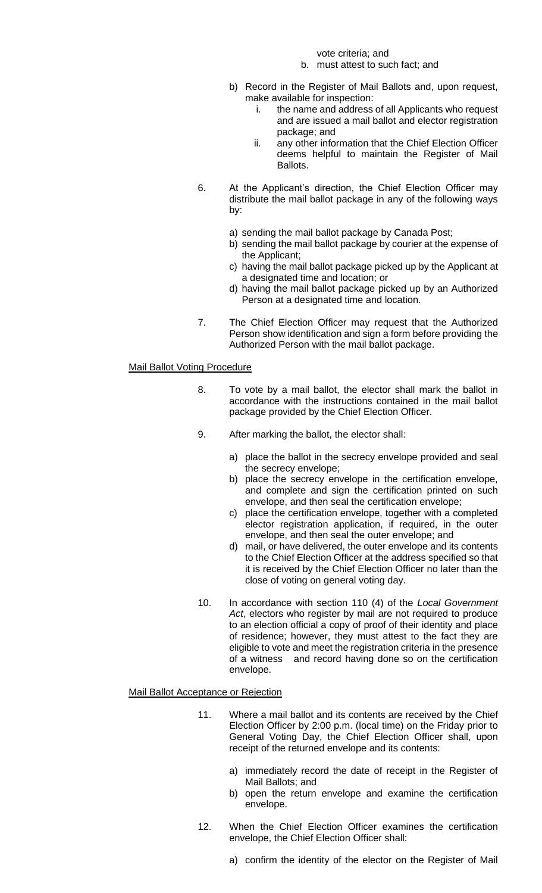vote criteria; and

b. must attest to such fact; and

b) Record in the Register of Mail Ballots and, upon request, make available for inspection:
   i. the name and address of all Applicants who request and are issued a mail ballot and elector registration package; and
   ii. any other information that the Chief Election Officer deems helpful to maintain the Register of Mail Ballots.

6. At the Applicant's direction, the Chief Election Officer may distribute the mail ballot package in any of the following ways by:

   a) sending the mail ballot package by Canada Post;
   b) sending the mail ballot package by courier at the expense of the Applicant;
   c) having the mail ballot package picked up by the Applicant at a designated time and location; or
   d) having the mail ballot package picked up by an Authorized Person at a designated time and location.

7. The Chief Election Officer may request that the Authorized Person show identification and sign a form before providing the Authorized Person with the mail ballot package.

<u>Mail Ballot Voting Procedure</u>

8. To vote by a mail ballot, the elector shall mark the ballot in accordance with the instructions contained in the mail ballot package provided by the Chief Election Officer.

9. After marking the ballot, the elector shall:

   a) place the ballot in the secrecy envelope provided and seal the secrecy envelope;
   b) place the secrecy envelope in the certification envelope, and complete and sign the certification printed on such envelope, and then seal the certification envelope;
   c) place the certification envelope, together with a completed elector registration application, if required, in the outer envelope, and then seal the outer envelope; and
   d) mail, or have delivered, the outer envelope and its contents to the Chief Election Officer at the address specified so that it is received by the Chief Election Officer no later than the close of voting on general voting day.

10. In accordance with section 110 (4) of the *Local Government Act*, electors who register by mail are not required to produce to an election official a copy of proof of their identity and place of residence; however, they must attest to the fact they are eligible to vote and meet the registration criteria in the presence of a witness and record having done so on the certification envelope.

<u>Mail Ballot Acceptance or Rejection</u>

11. Where a mail ballot and its contents are received by the Chief Election Officer by 2:00 p.m. (local time) on the Friday prior to General Voting Day, the Chief Election Officer shall, upon receipt of the returned envelope and its contents:

   a) immediately record the date of receipt in the Register of Mail Ballots; and
   b) open the return envelope and examine the certification envelope.

12. When the Chief Election Officer examines the certification envelope, the Chief Election Officer shall:

   a) confirm the identity of the elector on the Register of Mail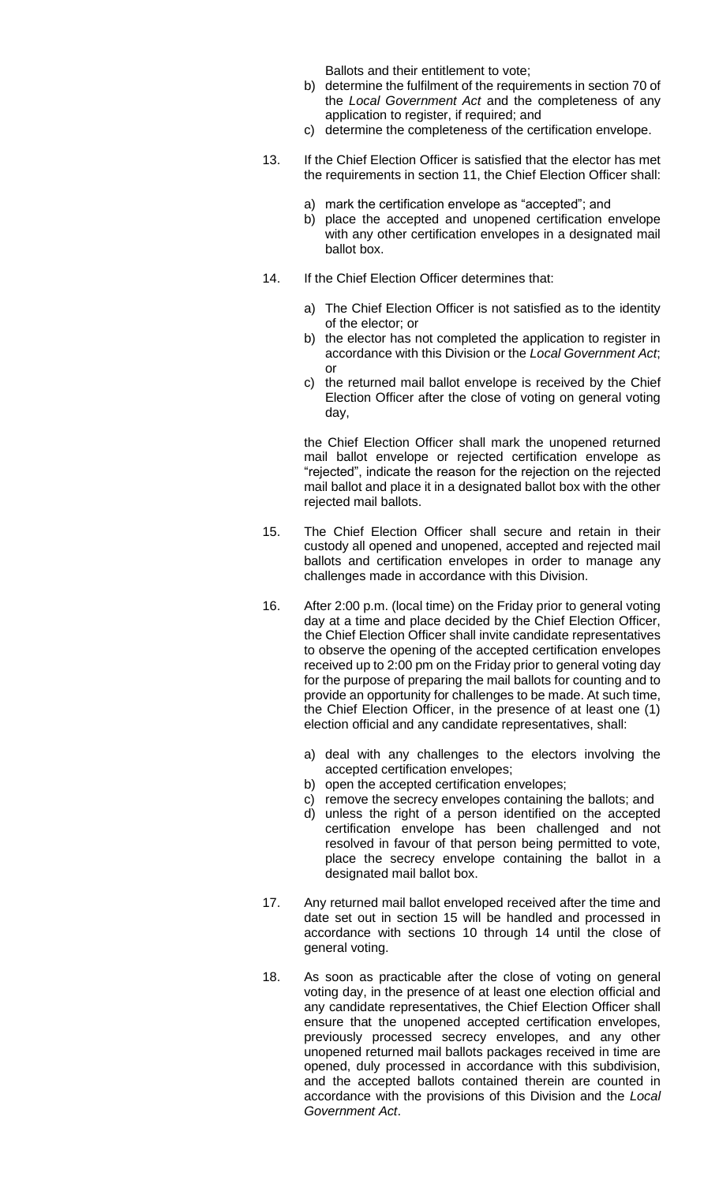Ballots and their entitlement to vote;

b) determine the fulfilment of the requirements in section 70 of the *Local Government Act* and the completeness of any application to register, if required; and
c) determine the completeness of the certification envelope.

13. If the Chief Election Officer is satisfied that the elector has met the requirements in section 11, the Chief Election Officer shall:

    a) mark the certification envelope as "accepted"; and
    b) place the accepted and unopened certification envelope with any other certification envelopes in a designated mail ballot box.

14. If the Chief Election Officer determines that:

    a) The Chief Election Officer is not satisfied as to the identity of the elector; or
    b) the elector has not completed the application to register in accordance with this Division or the *Local Government Act*; or
    c) the returned mail ballot envelope is received by the Chief Election Officer after the close of voting on general voting day,

    the Chief Election Officer shall mark the unopened returned mail ballot envelope or rejected certification envelope as "rejected", indicate the reason for the rejection on the rejected mail ballot and place it in a designated ballot box with the other rejected mail ballots.

15. The Chief Election Officer shall secure and retain in their custody all opened and unopened, accepted and rejected mail ballots and certification envelopes in order to manage any challenges made in accordance with this Division.

16. After 2:00 p.m. (local time) on the Friday prior to general voting day at a time and place decided by the Chief Election Officer, the Chief Election Officer shall invite candidate representatives to observe the opening of the accepted certification envelopes received up to 2:00 pm on the Friday prior to general voting day for the purpose of preparing the mail ballots for counting and to provide an opportunity for challenges to be made. At such time, the Chief Election Officer, in the presence of at least one (1) election official and any candidate representatives, shall:

    a) deal with any challenges to the electors involving the accepted certification envelopes;
    b) open the accepted certification envelopes;
    c) remove the secrecy envelopes containing the ballots; and
    d) unless the right of a person identified on the accepted certification envelope has been challenged and not resolved in favour of that person being permitted to vote, place the secrecy envelope containing the ballot in a designated mail ballot box.

17. Any returned mail ballot enveloped received after the time and date set out in section 15 will be handled and processed in accordance with sections 10 through 14 until the close of general voting.

18. As soon as practicable after the close of voting on general voting day, in the presence of at least one election official and any candidate representatives, the Chief Election Officer shall ensure that the unopened accepted certification envelopes, previously processed secrecy envelopes, and any other unopened returned mail ballots packages received in time are opened, duly processed in accordance with this subdivision, and the accepted ballots contained therein are counted in accordance with the provisions of this Division and the *Local Government Act*.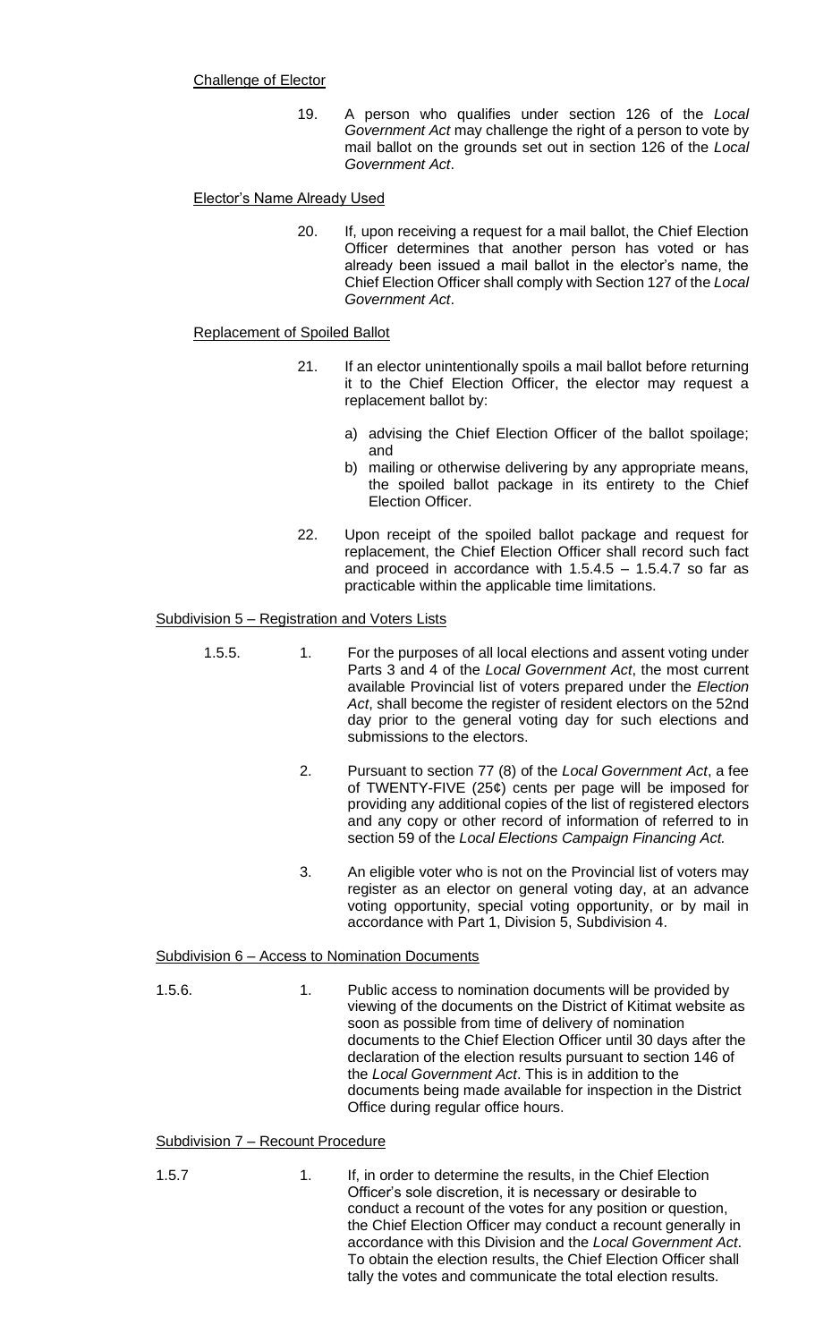Challenge of Elector

19. A person who qualifies under section 126 of the *Local Government Act* may challenge the right of a person to vote by mail ballot on the grounds set out in section 126 of the *Local Government Act*.

Elector's Name Already Used

20. If, upon receiving a request for a mail ballot, the Chief Election Officer determines that another person has voted or has already been issued a mail ballot in the elector's name, the Chief Election Officer shall comply with Section 127 of the *Local Government Act*.

Replacement of Spoiled Ballot

21. If an elector unintentionally spoils a mail ballot before returning it to the Chief Election Officer, the elector may request a replacement ballot by:

   a) advising the Chief Election Officer of the ballot spoilage; and
   b) mailing or otherwise delivering by any appropriate means, the spoiled ballot package in its entirety to the Chief Election Officer.

22. Upon receipt of the spoiled ballot package and request for replacement, the Chief Election Officer shall record such fact and proceed in accordance with 1.5.4.5 – 1.5.4.7 so far as practicable within the applicable time limitations.

Subdivision 5 – Registration and Voters Lists

1.5.5.

1. For the purposes of all local elections and assent voting under Parts 3 and 4 of the *Local Government Act*, the most current available Provincial list of voters prepared under the *Election Act*, shall become the register of resident electors on the 52nd day prior to the general voting day for such elections and submissions to the electors.

2. Pursuant to section 77 (8) of the *Local Government Act*, a fee of TWENTY-FIVE (25¢) cents per page will be imposed for providing any additional copies of the list of registered electors and any copy or other record of information of referred to in section 59 of the *Local Elections Campaign Financing Act.*

3. An eligible voter who is not on the Provincial list of voters may register as an elector on general voting day, at an advance voting opportunity, special voting opportunity, or by mail in accordance with Part 1, Division 5, Subdivision 4.

Subdivision 6 – Access to Nomination Documents

1.5.6.

1. Public access to nomination documents will be provided by viewing of the documents on the District of Kitimat website as soon as possible from time of delivery of nomination documents to the Chief Election Officer until 30 days after the declaration of the election results pursuant to section 146 of the *Local Government Act*. This is in addition to the documents being made available for inspection in the District Office during regular office hours.

Subdivision 7 – Recount Procedure

1.5.7

1. If, in order to determine the results, in the Chief Election Officer's sole discretion, it is necessary or desirable to conduct a recount of the votes for any position or question, the Chief Election Officer may conduct a recount generally in accordance with this Division and the *Local Government Act*. To obtain the election results, the Chief Election Officer shall tally the votes and communicate the total election results.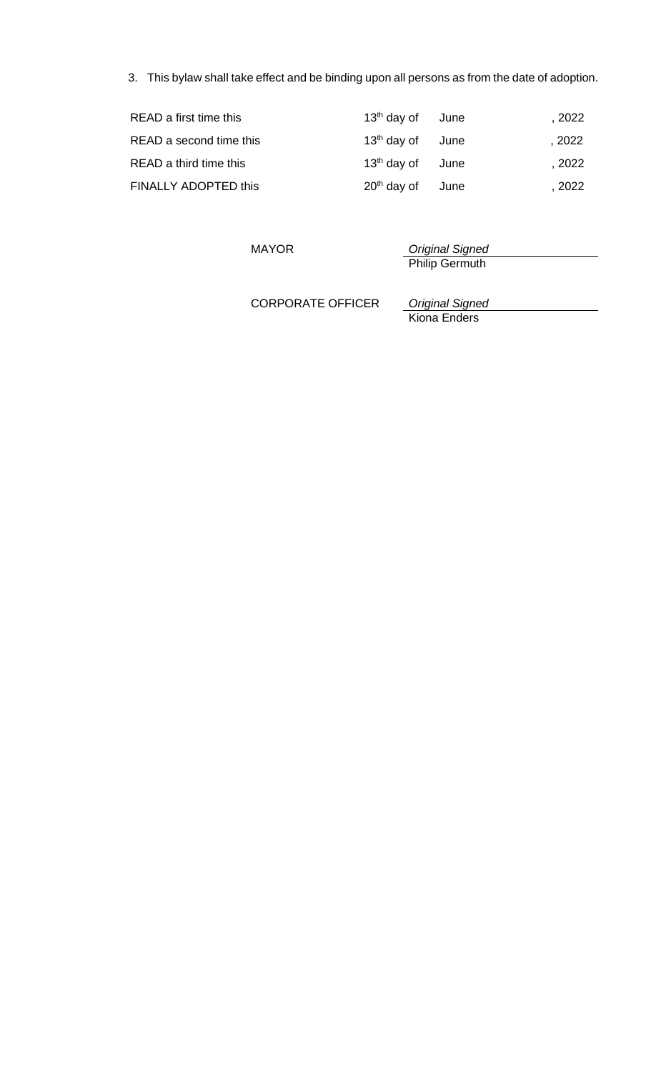3. This bylaw shall take effect and be binding upon all persons as from the date of adoption.

| | | | |
|---|---|---|---|
| READ a first time this | 13th day of | June | , 2022 |
| READ a second time this | 13th day of | June | , 2022 |
| READ a third time this | 13th day of | June | , 2022 |
| FINALLY ADOPTED this | 20th day of | June | , 2022 |

MAYOR *Original Signed*
Philip Germuth

CORPORATE OFFICER *Original Signed*
Kiona Enders